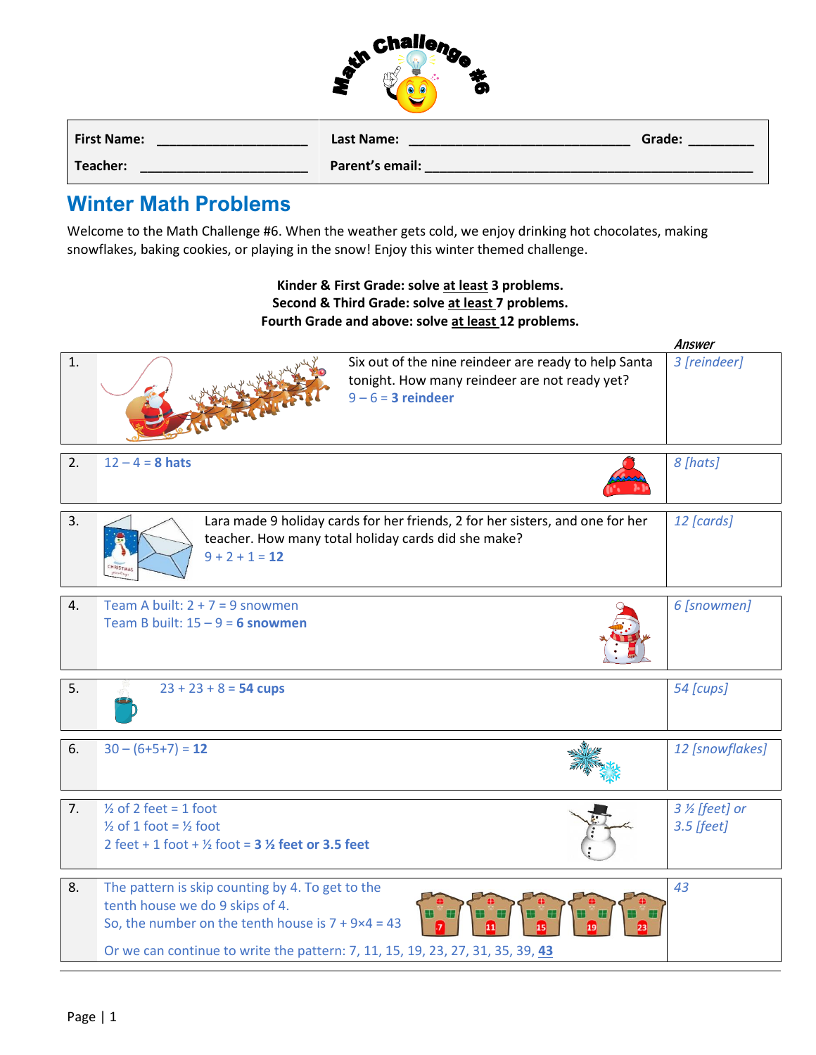# Math Challenge #6

| First Name: ____________________ | Last Name: ____________________________ Grade: ________ |
| --- | --- |
| Teacher: ______________________ | Parent's email: ____________________________________________ |

## Winter Math Problems

Welcome to the Math Challenge #6. When the weather gets cold, we enjoy drinking hot chocolates, making snowflakes, baking cookies, or playing in the snow! Enjoy this winter themed challenge.

**Kinder & First Grade: solve <u>at least</u> 3 problems.**
**Second & Third Grade: solve <u>at least</u> 7 problems.**
**Fourth Grade and above: solve <u>at least</u> 12 problems.**

| # | Problem | *Answer* |
| --- | --- | --- |
| 1. | Six out of the nine reindeer are ready to help Santa tonight. How many reindeer are not ready yet? $9 - 6 =$ **3 reindeer** | *3 [reindeer]* |
| 2. | $12 - 4 =$ **8 hats** | *8 [hats]* |
| 3. | Lara made 9 holiday cards for her friends, 2 for her sisters, and one for her teacher. How many total holiday cards did she make? $9 + 2 + 1 =$ **12** | *12 [cards]* |
| 4. | Team A built: $2 + 7 = 9$ snowmen<br>Team B built: $15 - 9 =$ **6 snowmen** | *6 [snowmen]* |
| 5. | $23 + 23 + 8 =$ **54 cups** | *54 [cups]* |
| 6. | $30 - (6+5+7) =$ **12** | *12 [snowflakes]* |
| 7. | ½ of 2 feet = 1 foot<br>½ of 1 foot = ½ foot<br>2 feet + 1 foot + ½ foot = **3 ½ feet or 3.5 feet** | *3 ½ [feet] or 3.5 [feet]* |
| 8. | The pattern is skip counting by 4. To get to the tenth house we do 9 skips of 4.<br>So, the number on the tenth house is $7 + 9 \times 4 = 43$<br>Or we can continue to write the pattern: 7, 11, 15, 19, 23, 27, 31, 35, 39, **<u>43</u>** | *43* |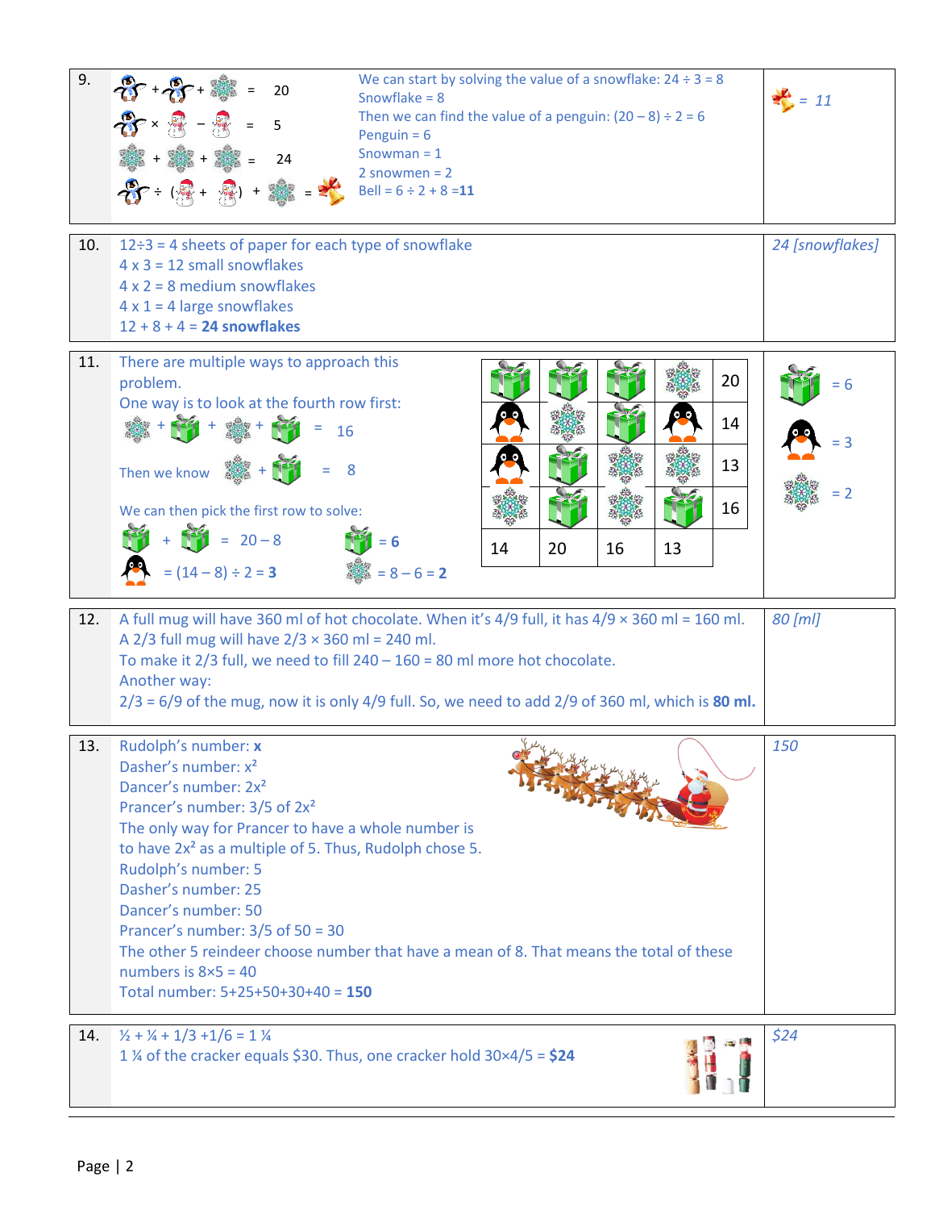| | Solution | Answer |
|---|---|---|
| 9. | penguin + penguin + snowflake = 20<br>penguin × snowman − snowman = 5<br>snowflake + snowflake + snowflake = 24<br>penguin ÷ (snowman + snowman) + snowflake = bell<br><br>We can start by solving the value of a snowflake: 24 ÷ 3 = 8<br>Snowflake = 8<br>Then we can find the value of a penguin: (20 – 8) ÷ 2 = 6<br>Penguin = 6<br>Snowman = 1<br>2 snowmen = 2<br>Bell = 6 ÷ 2 + 8 = **11** | bell = *11* |
| 10. | 12÷3 = 4 sheets of paper for each type of snowflake<br>4 x 3 = 12 small snowflakes<br>4 x 2 = 8 medium snowflakes<br>4 x 1 = 4 large snowflakes<br>12 + 8 + 4 = **24 snowflakes** | *24 [snowflakes]* |
| 11. | There are multiple ways to approach this problem.<br>One way is to look at the fourth row first:<br>snowflake + gift + snowflake + gift = 16<br>Then we know snowflake + gift = 8<br>We can then pick the first row to solve:<br>gift + gift = 20 – 8 &nbsp;&nbsp;&nbsp; gift = **6**<br>penguin = (14 – 8) ÷ 2 = **3** &nbsp;&nbsp;&nbsp; snowflake = 8 – 6 = **2**<br><br>Grid (rows): gift, gift, gift, snowflake = 20; penguin, snowflake, gift, penguin = 14; penguin, gift, snowflake, snowflake = 13; snowflake, gift, snowflake, gift = 16<br>Column totals: 14, 20, 16, 13 | gift = 6<br>penguin = 3<br>snowflake = 2 |
| 12. | A full mug will have 360 ml of hot chocolate. When it's 4/9 full, it has 4/9 × 360 ml = 160 ml.<br>A 2/3 full mug will have 2/3 × 360 ml = 240 ml.<br>To make it 2/3 full, we need to fill 240 – 160 = 80 ml more hot chocolate.<br>Another way:<br>2/3 = 6/9 of the mug, now it is only 4/9 full. So, we need to add 2/9 of 360 ml, which is **80 ml.** | *80 [ml]* |
| 13. | Rudolph's number: **$x$**<br>Dasher's number: $x^2$<br>Dancer's number: $2x^2$<br>Prancer's number: 3/5 of $2x^2$<br>The only way for Prancer to have a whole number is to have $2x^2$ as a multiple of 5. Thus, Rudolph chose 5.<br>Rudolph's number: 5<br>Dasher's number: 25<br>Dancer's number: 50<br>Prancer's number: 3/5 of 50 = 30<br>The other 5 reindeer choose number that have a mean of 8. That means the total of these numbers is 8×5 = 40<br>Total number: 5+25+50+30+40 = **150** | *150* |
| 14. | ½ + ¼ + 1/3 +1/6 = 1 ¼<br>1 ¼ of the cracker equals $30. Thus, one cracker hold 30×4/5 = **$24** | *$24* |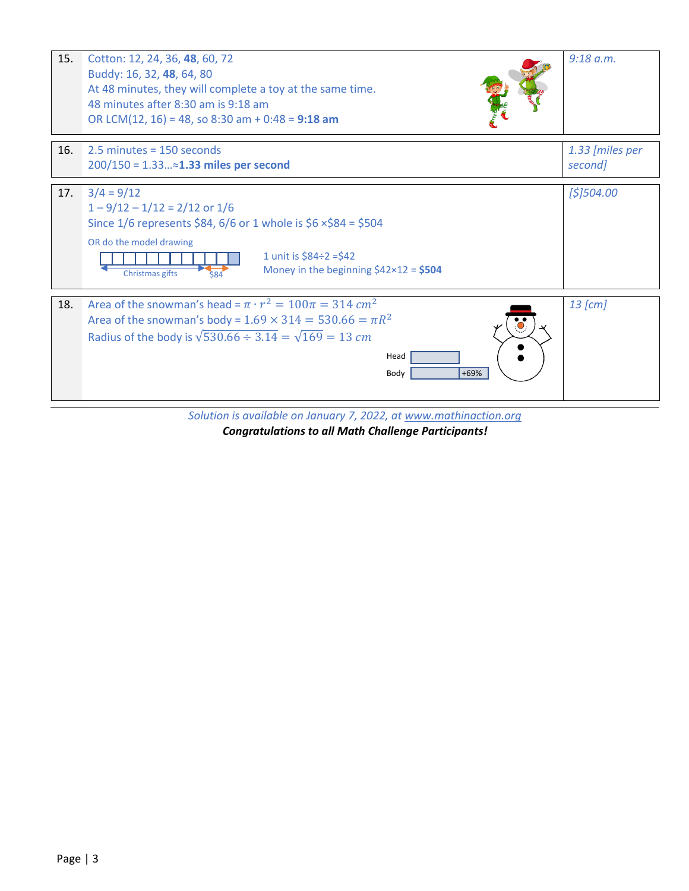| | | |
|---|---|---|
| 15. | Cotton: 12, 24, 36, **48**, 60, 72<br>Buddy: 16, 32, **48**, 64, 80<br>At 48 minutes, they will complete a toy at the same time.<br>48 minutes after 8:30 am is 9:18 am<br>OR LCM(12, 16) = 48, so 8:30 am + 0:48 = **9:18 am** | *9:18 a.m.* |
| 16. | 2.5 minutes = 150 seconds<br>200/150 = 1.33…≈**1.33 miles per second** | *1.33 [miles per second]* |
| 17. | 3/4 = 9/12<br>1 – 9/12 – 1/12 = 2/12 or 1/6<br>Since 1/6 represents \$84, 6/6 or 1 whole is \$6 ×\$84 = \$504<br>OR do the model drawing<br>Christmas gifts / \$84<br>1 unit is \$84÷2 =\$42<br>Money in the beginning \$42×12 = **\$504** | *[\$]504.00* |
| 18. | Area of the snowman's head = $\pi \cdot r^2 = 100\pi = 314\ cm^2$<br>Area of the snowman's body = $1.69 \times 314 = 530.66 = \pi R^2$<br>Radius of the body is $\sqrt{530.66 \div 3.14} = \sqrt{169} = 13\ cm$<br>Head<br>Body +69% | *13 [cm]* |

*Solution is available on January 7, 2022, at www.mathinaction.org*

***Congratulations to all Math Challenge Participants!***